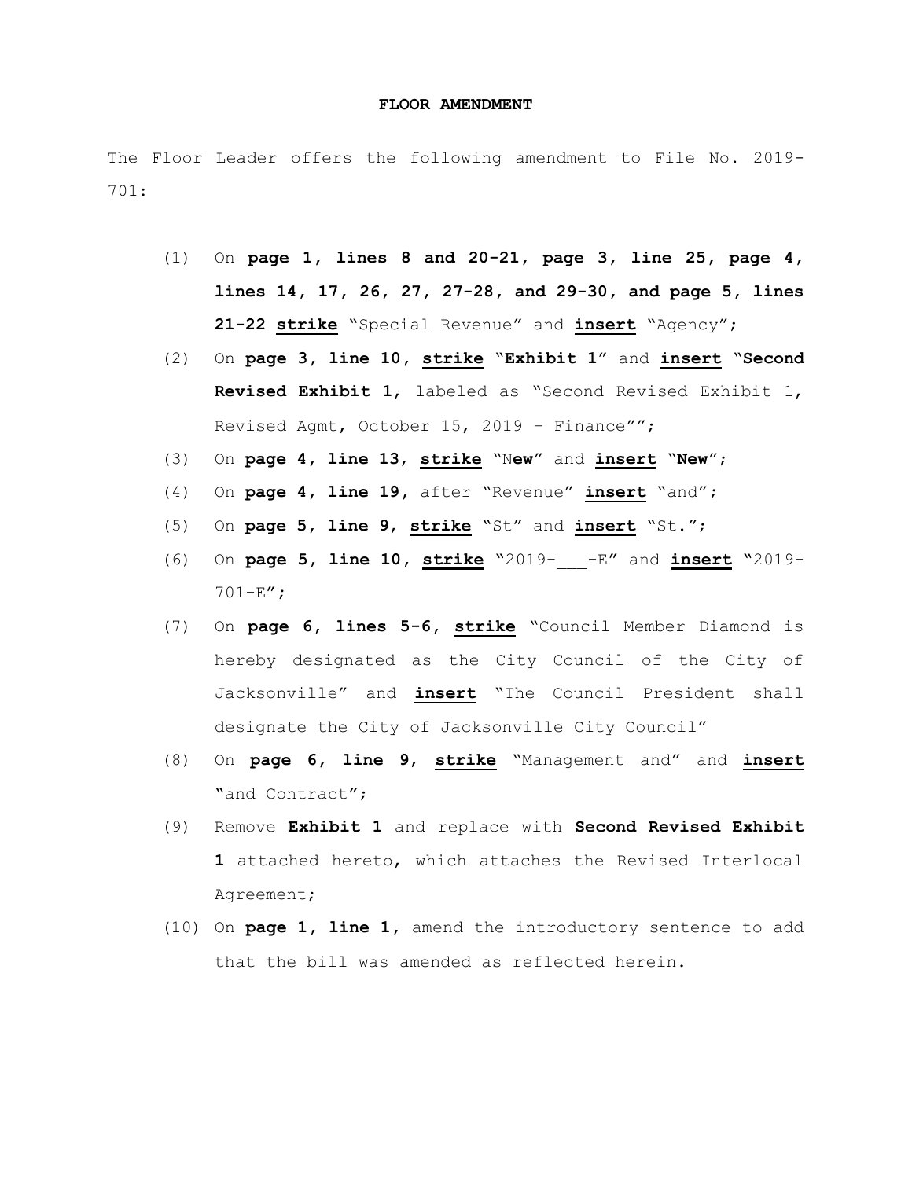**FLOOR AMENDMENT**

The Floor Leader offers the following amendment to File No. 2019-701:

(1) On **page 1, lines 8 and 20-21, page 3, line 25, page 4, lines 14, 17, 26, 27, 27-28, and 29-30, and page 5, lines 21-22** **strike** "Special Revenue" and **insert** "Agency";

(2) On **page 3, line 10, strike** "**Exhibit 1**" and **insert** "**Second Revised Exhibit 1**, labeled as "Second Revised Exhibit 1, Revised Agmt, October 15, 2019 – Finance"";

(3) On **page 4, line 13, strike** "N**ew**" and **insert** "**New**";

(4) On **page 4, line 19,** after "Revenue" **insert** "and";

(5) On **page 5, line 9, strike** "St" and **insert** "St.";

(6) On **page 5, line 10, strike** "2019-___-E" and **insert** "2019-701-E";

(7) On **page 6, lines 5-6, strike** "Council Member Diamond is hereby designated as the City Council of the City of Jacksonville" and **insert** "The Council President shall designate the City of Jacksonville City Council"

(8) On **page 6, line 9, strike** "Management and" and **insert** "and Contract";

(9) Remove **Exhibit 1** and replace with **Second Revised Exhibit 1** attached hereto, which attaches the Revised Interlocal Agreement;

(10) On **page 1, line 1,** amend the introductory sentence to add that the bill was amended as reflected herein.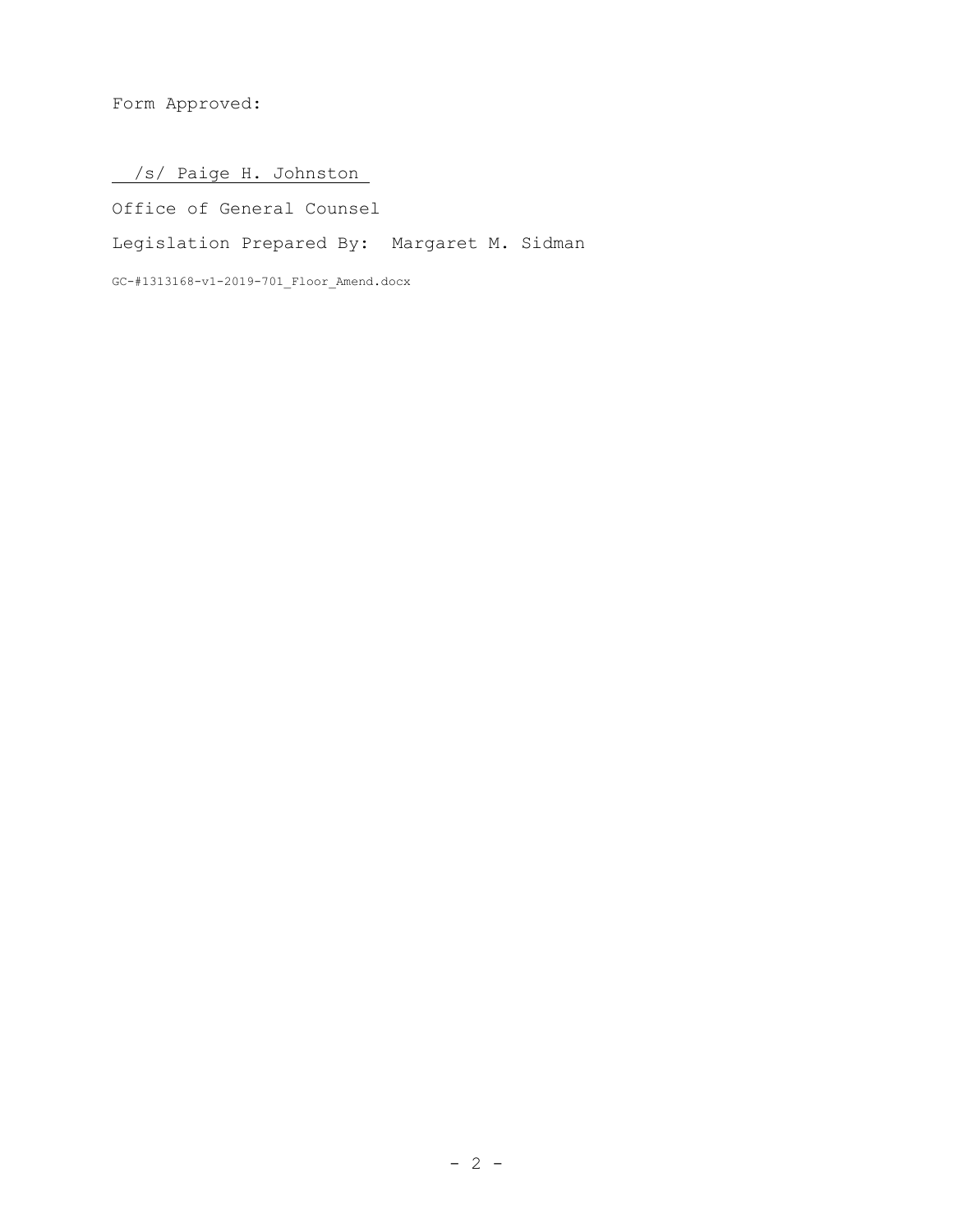Form Approved:

/s/ Paige H. Johnston

Office of General Counsel

Legislation Prepared By: Margaret M. Sidman

GC-#1313168-v1-2019-701_Floor_Amend.docx